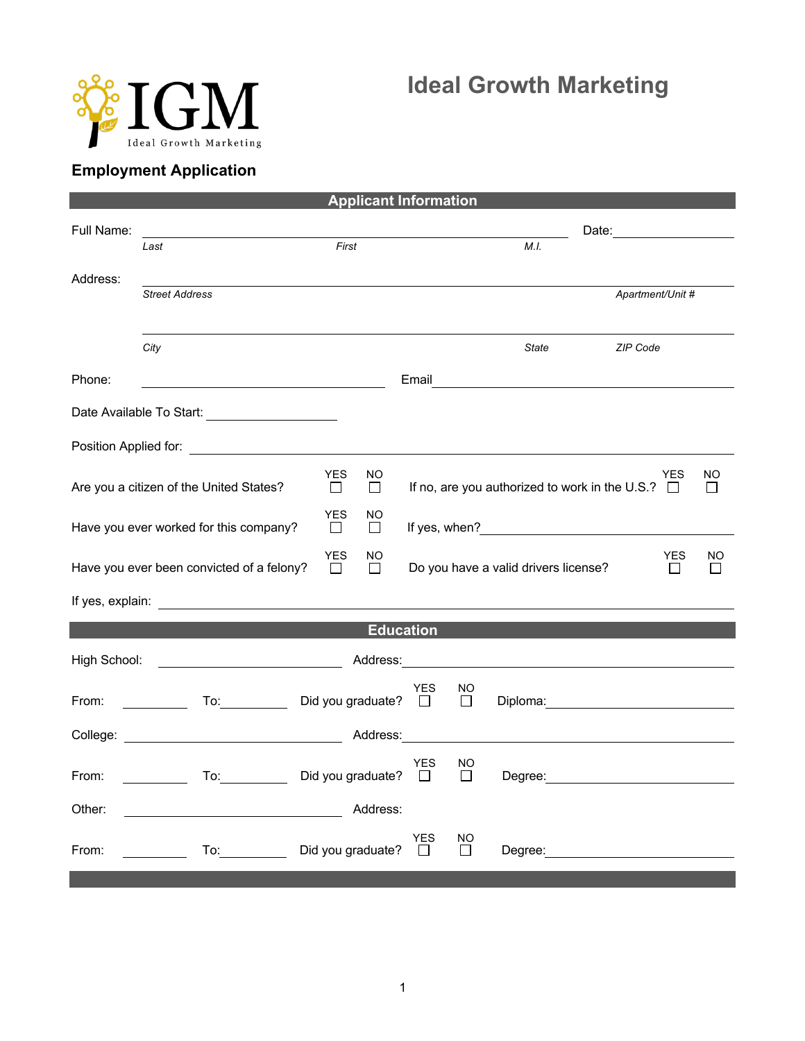IGM

Ideal Growth Marketing

# Ideal Growth Marketing

## Employment Application

### Applicant Information

Full Name: ______________________________________________ Date: ______________

*Last* *First* *M.I.*

Address: ______________________________________________

*Street Address* *Apartment/Unit #*

______________________________________________

*City* *State* *ZIP Code*

Phone: ______________________ Email ______________________

Date Available To Start: ______________

Position Applied for: ______________________________________________

Are you a citizen of the United States? YES ☐ NO ☐ If no, are you authorized to work in the U.S.? YES ☐ NO ☐

Have you ever worked for this company? YES ☐ NO ☐ If yes, when? ______________________

Have you ever been convicted of a felony? YES ☐ NO ☐ Do you have a valid drivers license? YES ☐ NO ☐

If yes, explain: ______________________________________________

### Education

High School: ______________________ Address: ______________________

From: __________ To: __________ Did you graduate? YES ☐ NO ☐ Diploma: ______________________

College: ______________________ Address: ______________________

From: __________ To: __________ Did you graduate? YES ☐ NO ☐ Degree: ______________________

Other: ______________________ Address:

From: __________ To: __________ Did you graduate? YES ☐ NO ☐ Degree: ______________________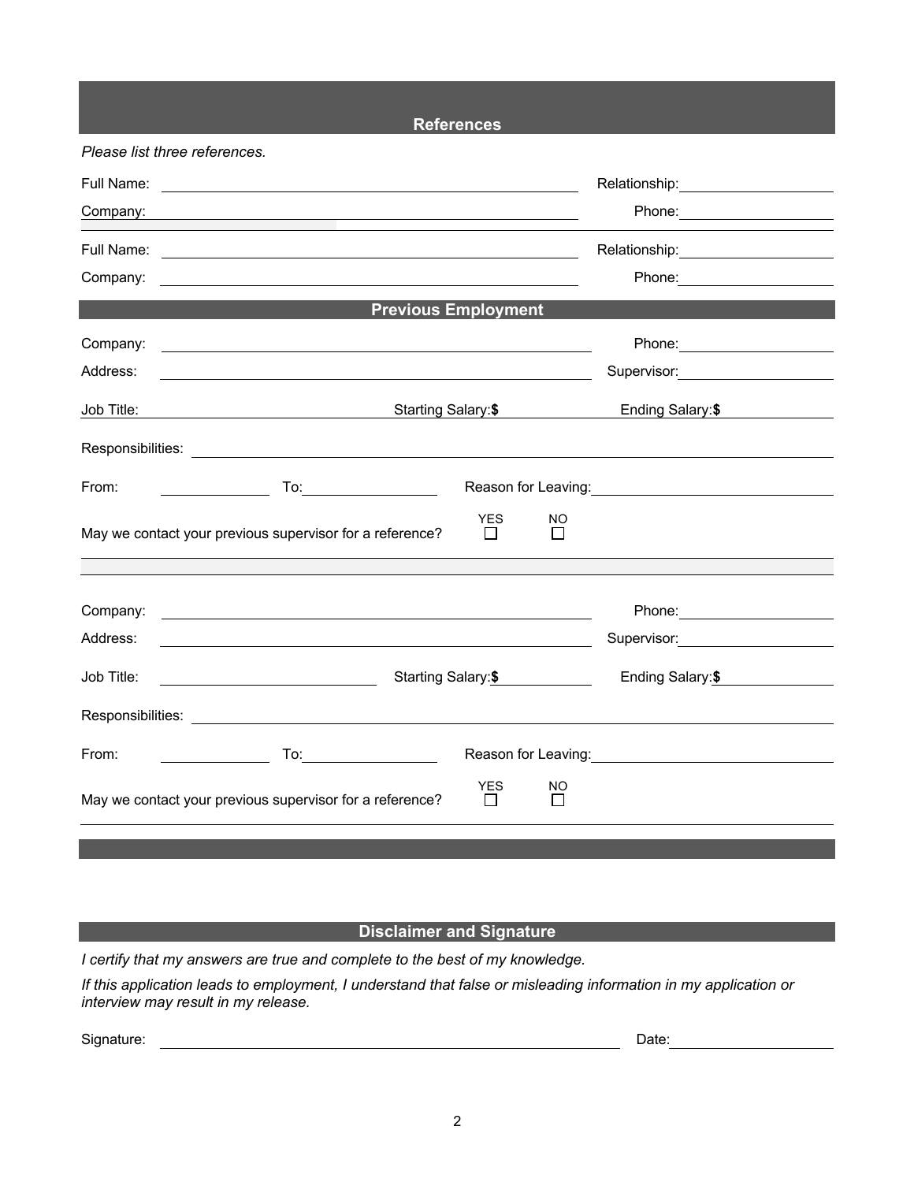## References

*Please list three references.*

Full Name: ____________________ Relationship: ____________________

Company: ____________________ Phone: ____________________

Full Name: ____________________ Relationship: ____________________

Company: ____________________ Phone: ____________________

## Previous Employment

Company: ____________________ Phone: ____________________

Address: ____________________ Supervisor: ____________________

Job Title: ____________________ Starting Salary:**$** ____________________ Ending Salary:**$** ____________________

Responsibilities: ____________________

From: ____________________ To: ____________________ Reason for Leaving: ____________________

May we contact your previous supervisor for a reference? YES ☐ NO ☐

Company: ____________________ Phone: ____________________

Address: ____________________ Supervisor: ____________________

Job Title: ____________________ Starting Salary:**$** ____________________ Ending Salary:**$** ____________________

Responsibilities: ____________________

From: ____________________ To: ____________________ Reason for Leaving: ____________________

May we contact your previous supervisor for a reference? YES ☐ NO ☐

## Disclaimer and Signature

*I certify that my answers are true and complete to the best of my knowledge.*

*If this application leads to employment, I understand that false or misleading information in my application or interview may result in my release.*

Signature: ____________________ Date: ____________________